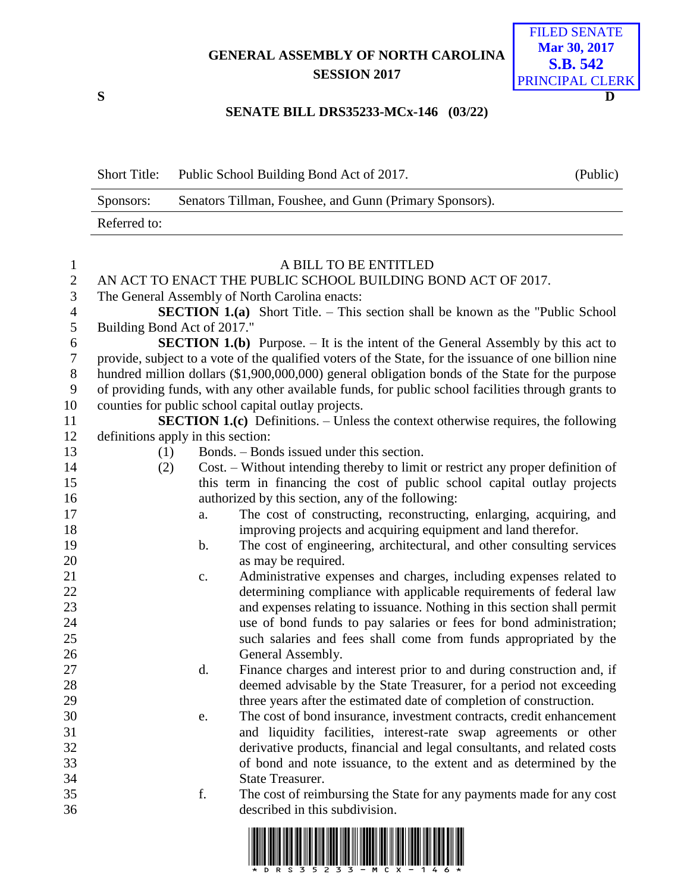# GENERAL ASSEMBLY OF NORTH CAROLINA
## SESSION 2017

FILED SENATE
Mar 30, 2017
S.B. 542
PRINCIPAL CLERK

S D

## SENATE BILL DRS35233-MCx-146 (03/22)

| Short Title: | Public School Building Bond Act of 2017. | (Public) |
|---|---|---|
| Sponsors: | Senators Tillman, Foushee, and Gunn (Primary Sponsors). | |
| Referred to: | | |

A BILL TO BE ENTITLED

AN ACT TO ENACT THE PUBLIC SCHOOL BUILDING BOND ACT OF 2017.

The General Assembly of North Carolina enacts:

**SECTION 1.(a)** Short Title. – This section shall be known as the "Public School Building Bond Act of 2017."

**SECTION 1.(b)** Purpose. – It is the intent of the General Assembly by this act to provide, subject to a vote of the qualified voters of the State, for the issuance of one billion nine hundred million dollars ($1,900,000,000) general obligation bonds of the State for the purpose of providing funds, with any other available funds, for public school facilities through grants to counties for public school capital outlay projects.

**SECTION 1.(c)** Definitions. – Unless the context otherwise requires, the following definitions apply in this section:

(1) Bonds. – Bonds issued under this section.

(2) Cost. – Without intending thereby to limit or restrict any proper definition of this term in financing the cost of public school capital outlay projects authorized by this section, any of the following:

a. The cost of constructing, reconstructing, enlarging, acquiring, and improving projects and acquiring equipment and land therefor.

b. The cost of engineering, architectural, and other consulting services as may be required.

c. Administrative expenses and charges, including expenses related to determining compliance with applicable requirements of federal law and expenses relating to issuance. Nothing in this section shall permit use of bond funds to pay salaries or fees for bond administration; such salaries and fees shall come from funds appropriated by the General Assembly.

d. Finance charges and interest prior to and during construction and, if deemed advisable by the State Treasurer, for a period not exceeding three years after the estimated date of completion of construction.

e. The cost of bond insurance, investment contracts, credit enhancement and liquidity facilities, interest-rate swap agreements or other derivative products, financial and legal consultants, and related costs of bond and note issuance, to the extent and as determined by the State Treasurer.

f. The cost of reimbursing the State for any payments made for any cost described in this subdivision.

\* D R S 3 5 2 3 3 - M C X - 1 4 6 \*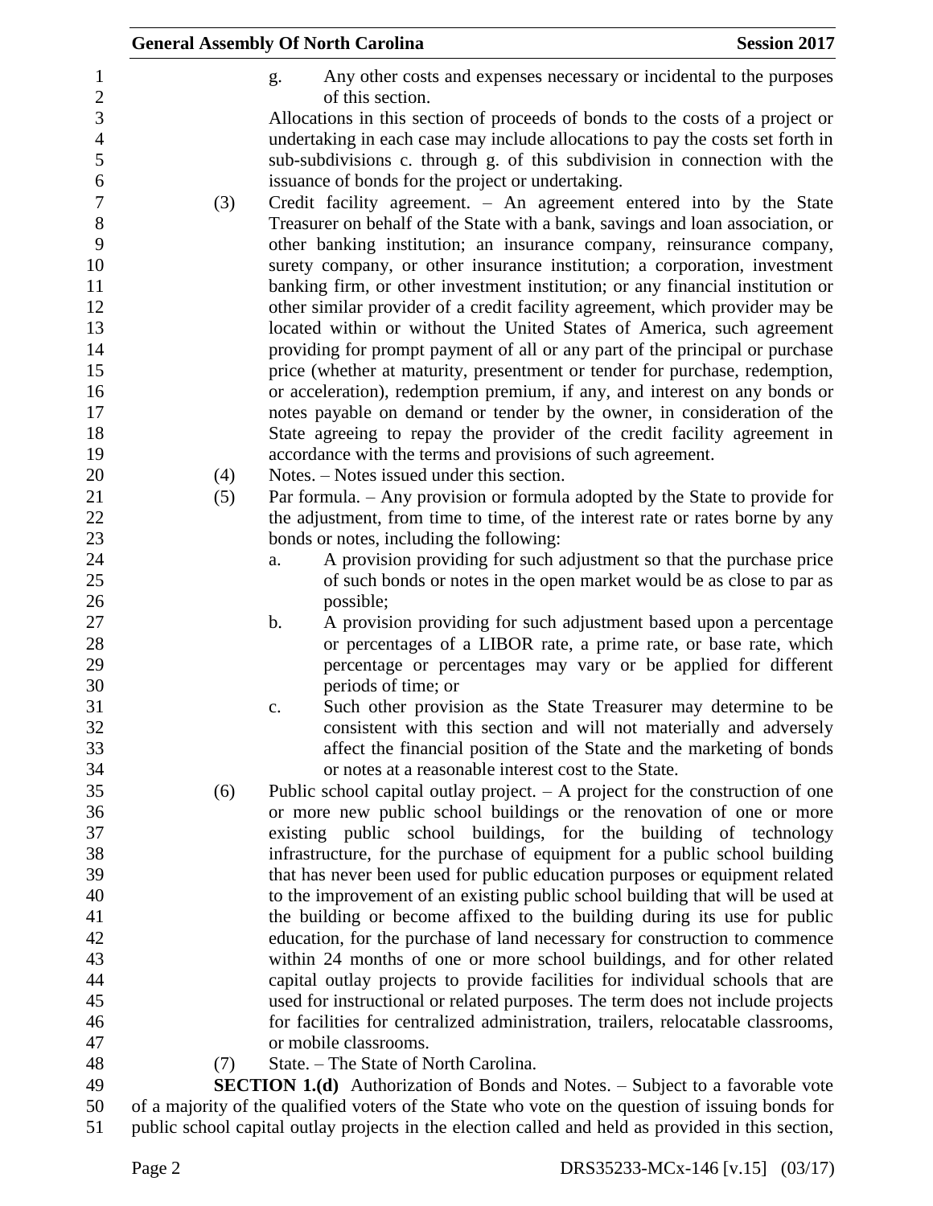g. Any other costs and expenses necessary or incidental to the purposes of this section.

Allocations in this section of proceeds of bonds to the costs of a project or undertaking in each case may include allocations to pay the costs set forth in sub-subdivisions c. through g. of this subdivision in connection with the issuance of bonds for the project or undertaking.

(3) Credit facility agreement. – An agreement entered into by the State Treasurer on behalf of the State with a bank, savings and loan association, or other banking institution; an insurance company, reinsurance company, surety company, or other insurance institution; a corporation, investment banking firm, or other investment institution; or any financial institution or other similar provider of a credit facility agreement, which provider may be located within or without the United States of America, such agreement providing for prompt payment of all or any part of the principal or purchase price (whether at maturity, presentment or tender for purchase, redemption, or acceleration), redemption premium, if any, and interest on any bonds or notes payable on demand or tender by the owner, in consideration of the State agreeing to repay the provider of the credit facility agreement in accordance with the terms and provisions of such agreement.

(4) Notes. – Notes issued under this section.

(5) Par formula. – Any provision or formula adopted by the State to provide for the adjustment, from time to time, of the interest rate or rates borne by any bonds or notes, including the following:

a. A provision providing for such adjustment so that the purchase price of such bonds or notes in the open market would be as close to par as possible;

b. A provision providing for such adjustment based upon a percentage or percentages of a LIBOR rate, a prime rate, or base rate, which percentage or percentages may vary or be applied for different periods of time; or

c. Such other provision as the State Treasurer may determine to be consistent with this section and will not materially and adversely affect the financial position of the State and the marketing of bonds or notes at a reasonable interest cost to the State.

(6) Public school capital outlay project. – A project for the construction of one or more new public school buildings or the renovation of one or more existing public school buildings, for the building of technology infrastructure, for the purchase of equipment for a public school building that has never been used for public education purposes or equipment related to the improvement of an existing public school building that will be used at the building or become affixed to the building during its use for public education, for the purchase of land necessary for construction to commence within 24 months of one or more school buildings, and for other related capital outlay projects to provide facilities for individual schools that are used for instructional or related purposes. The term does not include projects for facilities for centralized administration, trailers, relocatable classrooms, or mobile classrooms.

(7) State. – The State of North Carolina.

**SECTION 1.(d)** Authorization of Bonds and Notes. – Subject to a favorable vote of a majority of the qualified voters of the State who vote on the question of issuing bonds for public school capital outlay projects in the election called and held as provided in this section,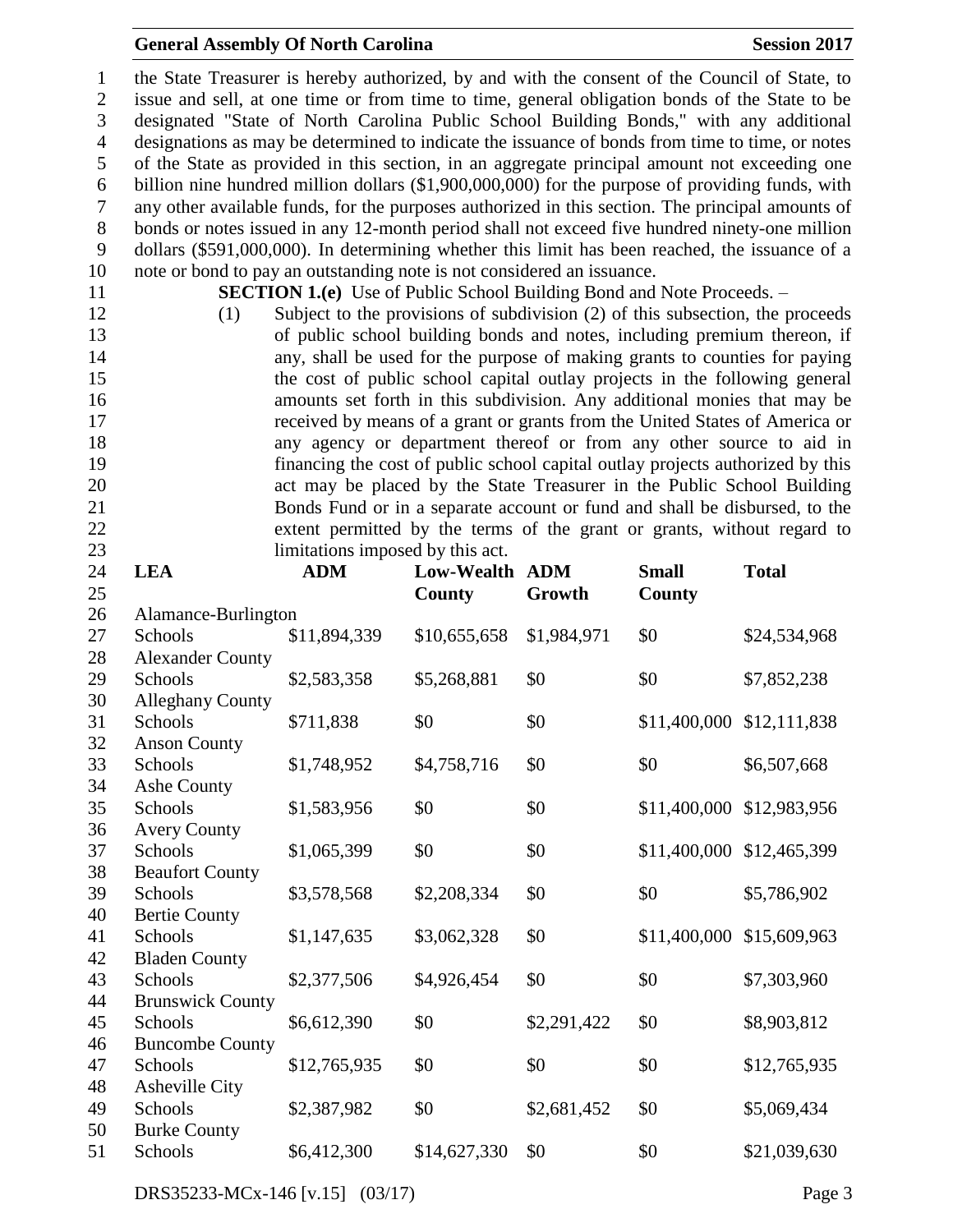the State Treasurer is hereby authorized, by and with the consent of the Council of State, to issue and sell, at one time or from time to time, general obligation bonds of the State to be designated "State of North Carolina Public School Building Bonds," with any additional designations as may be determined to indicate the issuance of bonds from time to time, or notes of the State as provided in this section, in an aggregate principal amount not exceeding one billion nine hundred million dollars ($1,900,000,000) for the purpose of providing funds, with any other available funds, for the purposes authorized in this section. The principal amounts of bonds or notes issued in any 12-month period shall not exceed five hundred ninety-one million dollars ($591,000,000). In determining whether this limit has been reached, the issuance of a note or bond to pay an outstanding note is not considered an issuance.

**SECTION 1.(e)** Use of Public School Building Bond and Note Proceeds. –

(1) Subject to the provisions of subdivision (2) of this subsection, the proceeds of public school building bonds and notes, including premium thereon, if any, shall be used for the purpose of making grants to counties for paying the cost of public school capital outlay projects in the following general amounts set forth in this subdivision. Any additional monies that may be received by means of a grant or grants from the United States of America or any agency or department thereof or from any other source to aid in financing the cost of public school capital outlay projects authorized by this act may be placed by the State Treasurer in the Public School Building Bonds Fund or in a separate account or fund and shall be disbursed, to the extent permitted by the terms of the grant or grants, without regard to limitations imposed by this act.

| LEA | ADM | Low-Wealth County | ADM Growth | Small County | Total |
|---|---|---|---|---|---|
| Alamance-Burlington Schools | $11,894,339 | $10,655,658 | $1,984,971 | $0 | $24,534,968 |
| Alexander County Schools | $2,583,358 | $5,268,881 | $0 | $0 | $7,852,238 |
| Alleghany County Schools | $711,838 | $0 | $0 | $11,400,000 | $12,111,838 |
| Anson County Schools | $1,748,952 | $4,758,716 | $0 | $0 | $6,507,668 |
| Ashe County Schools | $1,583,956 | $0 | $0 | $11,400,000 | $12,983,956 |
| Avery County Schools | $1,065,399 | $0 | $0 | $11,400,000 | $12,465,399 |
| Beaufort County Schools | $3,578,568 | $2,208,334 | $0 | $0 | $5,786,902 |
| Bertie County Schools | $1,147,635 | $3,062,328 | $0 | $11,400,000 | $15,609,963 |
| Bladen County Schools | $2,377,506 | $4,926,454 | $0 | $0 | $7,303,960 |
| Brunswick County Schools | $6,612,390 | $0 | $2,291,422 | $0 | $8,903,812 |
| Buncombe County Schools | $12,765,935 | $0 | $0 | $0 | $12,765,935 |
| Asheville City Schools | $2,387,982 | $0 | $2,681,452 | $0 | $5,069,434 |
| Burke County Schools | $6,412,300 | $14,627,330 | $0 | $0 | $21,039,630 |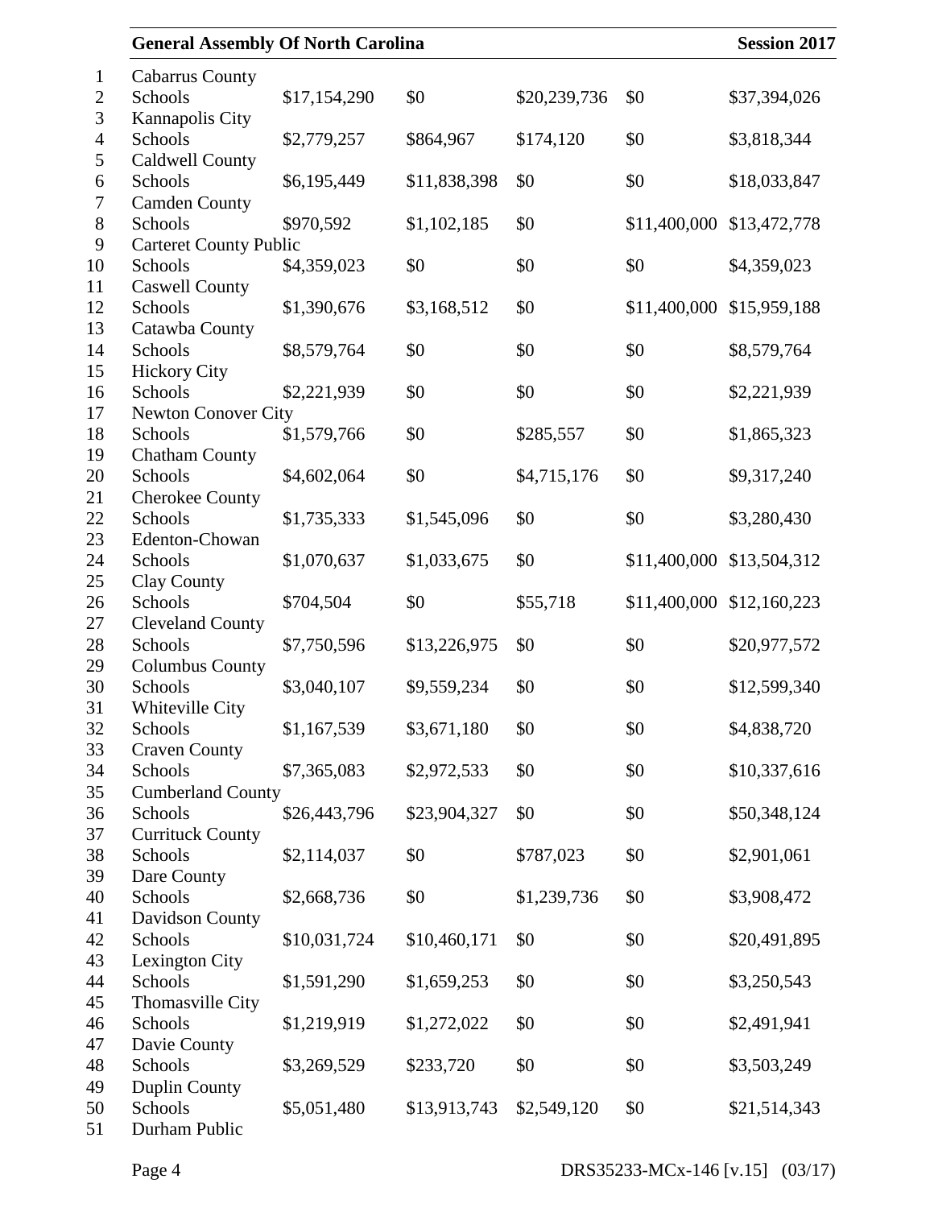| | | | | | |
|---|---|---|---|---|---|
| Cabarrus County Schools | $17,154,290 | $0 | $20,239,736 | $0 | $37,394,026 |
| Kannapolis City Schools | $2,779,257 | $864,967 | $174,120 | $0 | $3,818,344 |
| Caldwell County Schools | $6,195,449 | $11,838,398 | $0 | $0 | $18,033,847 |
| Camden County Schools | $970,592 | $1,102,185 | $0 | $11,400,000 | $13,472,778 |
| Carteret County Public Schools | $4,359,023 | $0 | $0 | $0 | $4,359,023 |
| Caswell County Schools | $1,390,676 | $3,168,512 | $0 | $11,400,000 | $15,959,188 |
| Catawba County Schools | $8,579,764 | $0 | $0 | $0 | $8,579,764 |
| Hickory City Schools | $2,221,939 | $0 | $0 | $0 | $2,221,939 |
| Newton Conover City Schools | $1,579,766 | $0 | $285,557 | $0 | $1,865,323 |
| Chatham County Schools | $4,602,064 | $0 | $4,715,176 | $0 | $9,317,240 |
| Cherokee County Schools | $1,735,333 | $1,545,096 | $0 | $0 | $3,280,430 |
| Edenton-Chowan Schools | $1,070,637 | $1,033,675 | $0 | $11,400,000 | $13,504,312 |
| Clay County Schools | $704,504 | $0 | $55,718 | $11,400,000 | $12,160,223 |
| Cleveland County Schools | $7,750,596 | $13,226,975 | $0 | $0 | $20,977,572 |
| Columbus County Schools | $3,040,107 | $9,559,234 | $0 | $0 | $12,599,340 |
| Whiteville City Schools | $1,167,539 | $3,671,180 | $0 | $0 | $4,838,720 |
| Craven County Schools | $7,365,083 | $2,972,533 | $0 | $0 | $10,337,616 |
| Cumberland County Schools | $26,443,796 | $23,904,327 | $0 | $0 | $50,348,124 |
| Currituck County Schools | $2,114,037 | $0 | $787,023 | $0 | $2,901,061 |
| Dare County Schools | $2,668,736 | $0 | $1,239,736 | $0 | $3,908,472 |
| Davidson County Schools | $10,031,724 | $10,460,171 | $0 | $0 | $20,491,895 |
| Lexington City Schools | $1,591,290 | $1,659,253 | $0 | $0 | $3,250,543 |
| Thomasville City Schools | $1,219,919 | $1,272,022 | $0 | $0 | $2,491,941 |
| Davie County Schools | $3,269,529 | $233,720 | $0 | $0 | $3,503,249 |
| Duplin County Schools | $5,051,480 | $13,913,743 | $2,549,120 | $0 | $21,514,343 |
| Durham Public | | | | | |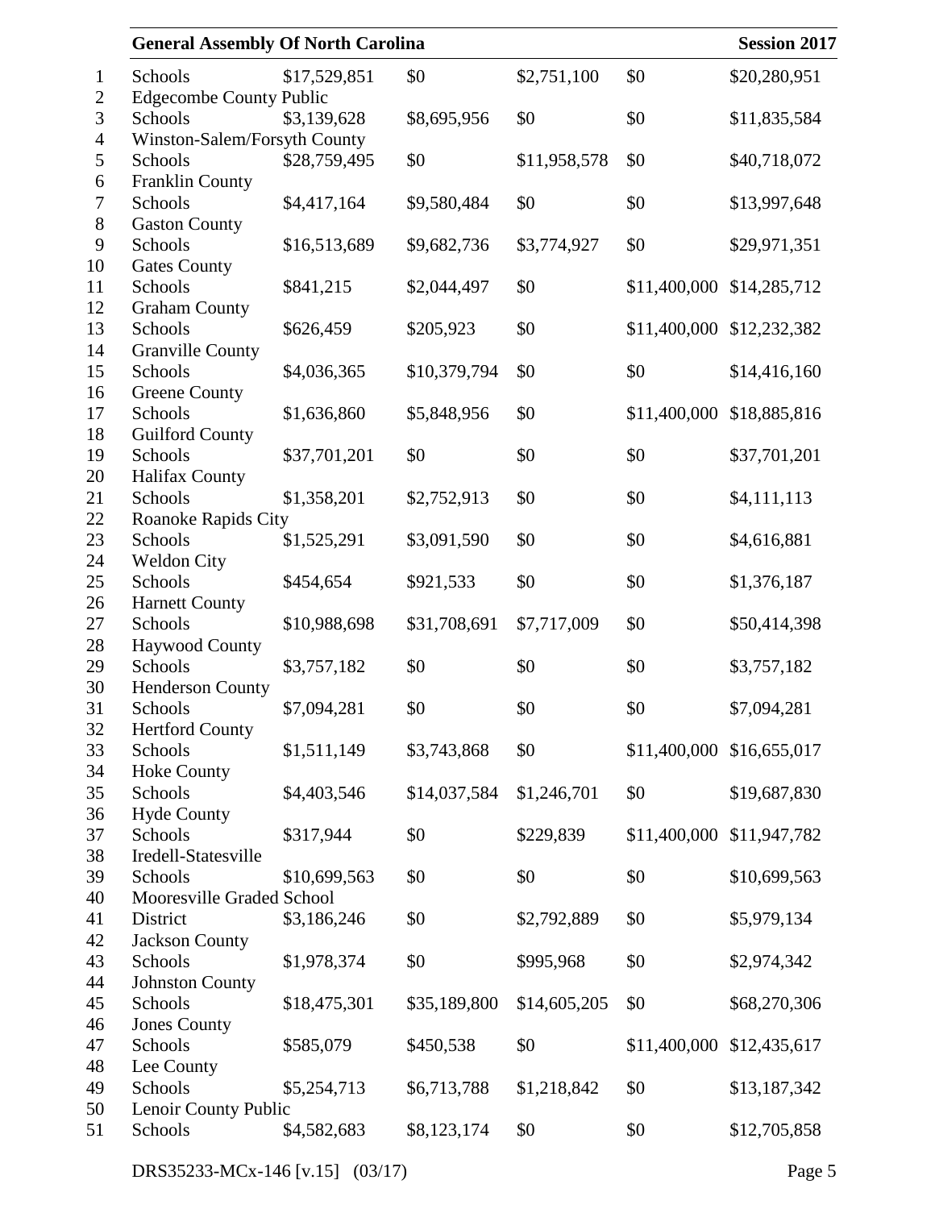| | | | | | |
|---|---|---|---|---|---|
| Schools | $17,529,851 | $0 | $2,751,100 | $0 | $20,280,951 |
| Edgecombe County Public Schools | $3,139,628 | $8,695,956 | $0 | $0 | $11,835,584 |
| Winston-Salem/Forsyth County Schools | $28,759,495 | $0 | $11,958,578 | $0 | $40,718,072 |
| Franklin County Schools | $4,417,164 | $9,580,484 | $0 | $0 | $13,997,648 |
| Gaston County Schools | $16,513,689 | $9,682,736 | $3,774,927 | $0 | $29,971,351 |
| Gates County Schools | $841,215 | $2,044,497 | $0 | $11,400,000 | $14,285,712 |
| Graham County Schools | $626,459 | $205,923 | $0 | $11,400,000 | $12,232,382 |
| Granville County Schools | $4,036,365 | $10,379,794 | $0 | $0 | $14,416,160 |
| Greene County Schools | $1,636,860 | $5,848,956 | $0 | $11,400,000 | $18,885,816 |
| Guilford County Schools | $37,701,201 | $0 | $0 | $0 | $37,701,201 |
| Halifax County Schools | $1,358,201 | $2,752,913 | $0 | $0 | $4,111,113 |
| Roanoke Rapids City Schools | $1,525,291 | $3,091,590 | $0 | $0 | $4,616,881 |
| Weldon City Schools | $454,654 | $921,533 | $0 | $0 | $1,376,187 |
| Harnett County Schools | $10,988,698 | $31,708,691 | $7,717,009 | $0 | $50,414,398 |
| Haywood County Schools | $3,757,182 | $0 | $0 | $0 | $3,757,182 |
| Henderson County Schools | $7,094,281 | $0 | $0 | $0 | $7,094,281 |
| Hertford County Schools | $1,511,149 | $3,743,868 | $0 | $11,400,000 | $16,655,017 |
| Hoke County Schools | $4,403,546 | $14,037,584 | $1,246,701 | $0 | $19,687,830 |
| Hyde County Schools | $317,944 | $0 | $229,839 | $11,400,000 | $11,947,782 |
| Iredell-Statesville Schools | $10,699,563 | $0 | $0 | $0 | $10,699,563 |
| Mooresville Graded School District | $3,186,246 | $0 | $2,792,889 | $0 | $5,979,134 |
| Jackson County Schools | $1,978,374 | $0 | $995,968 | $0 | $2,974,342 |
| Johnston County Schools | $18,475,301 | $35,189,800 | $14,605,205 | $0 | $68,270,306 |
| Jones County Schools | $585,079 | $450,538 | $0 | $11,400,000 | $12,435,617 |
| Lee County Schools | $5,254,713 | $6,713,788 | $1,218,842 | $0 | $13,187,342 |
| Lenoir County Public Schools | $4,582,683 | $8,123,174 | $0 | $0 | $12,705,858 |

DRS35233-MCx-146 [v.15] (03/17)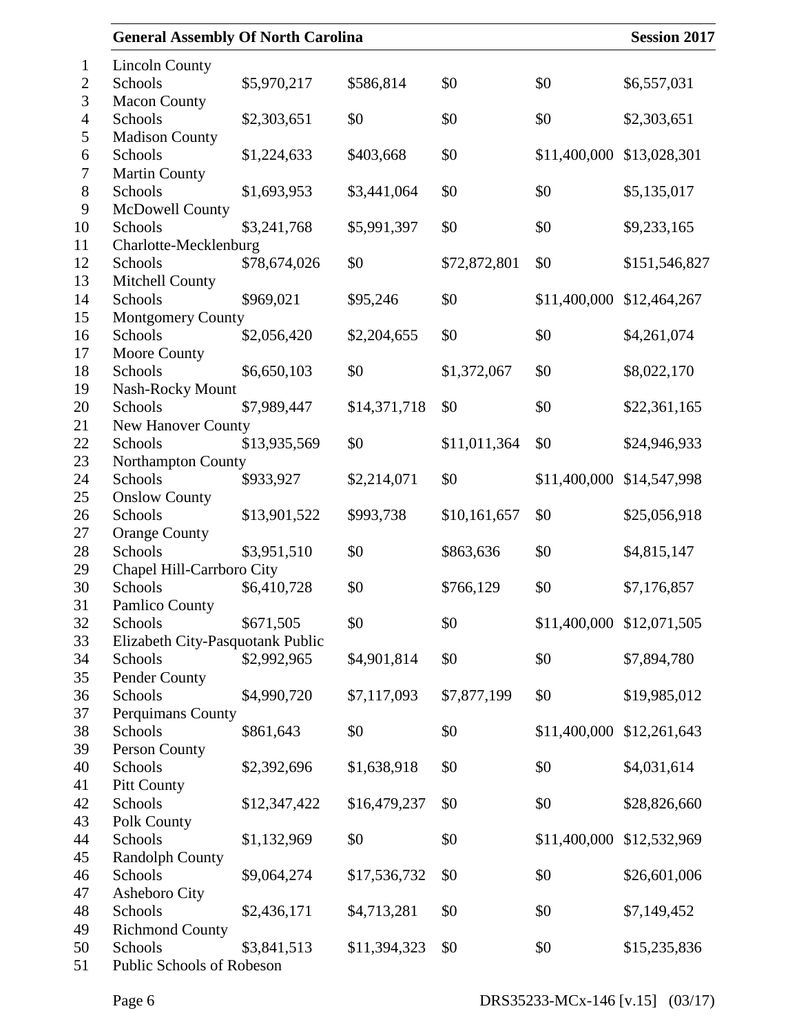| | | | | | |
|---|---|---|---|---|---|
| Lincoln County Schools | $5,970,217 | $586,814 | $0 | $0 | $6,557,031 |
| Macon County Schools | $2,303,651 | $0 | $0 | $0 | $2,303,651 |
| Madison County Schools | $1,224,633 | $403,668 | $0 | $11,400,000 | $13,028,301 |
| Martin County Schools | $1,693,953 | $3,441,064 | $0 | $0 | $5,135,017 |
| McDowell County Schools | $3,241,768 | $5,991,397 | $0 | $0 | $9,233,165 |
| Charlotte-Mecklenburg Schools | $78,674,026 | $0 | $72,872,801 | $0 | $151,546,827 |
| Mitchell County Schools | $969,021 | $95,246 | $0 | $11,400,000 | $12,464,267 |
| Montgomery County Schools | $2,056,420 | $2,204,655 | $0 | $0 | $4,261,074 |
| Moore County Schools | $6,650,103 | $0 | $1,372,067 | $0 | $8,022,170 |
| Nash-Rocky Mount Schools | $7,989,447 | $14,371,718 | $0 | $0 | $22,361,165 |
| New Hanover County Schools | $13,935,569 | $0 | $11,011,364 | $0 | $24,946,933 |
| Northampton County Schools | $933,927 | $2,214,071 | $0 | $11,400,000 | $14,547,998 |
| Onslow County Schools | $13,901,522 | $993,738 | $10,161,657 | $0 | $25,056,918 |
| Orange County Schools | $3,951,510 | $0 | $863,636 | $0 | $4,815,147 |
| Chapel Hill-Carrboro City Schools | $6,410,728 | $0 | $766,129 | $0 | $7,176,857 |
| Pamlico County Schools | $671,505 | $0 | $0 | $11,400,000 | $12,071,505 |
| Elizabeth City-Pasquotank Public Schools | $2,992,965 | $4,901,814 | $0 | $0 | $7,894,780 |
| Pender County Schools | $4,990,720 | $7,117,093 | $7,877,199 | $0 | $19,985,012 |
| Perquimans County Schools | $861,643 | $0 | $0 | $11,400,000 | $12,261,643 |
| Person County Schools | $2,392,696 | $1,638,918 | $0 | $0 | $4,031,614 |
| Pitt County Schools | $12,347,422 | $16,479,237 | $0 | $0 | $28,826,660 |
| Polk County Schools | $1,132,969 | $0 | $0 | $11,400,000 | $12,532,969 |
| Randolph County Schools | $9,064,274 | $17,536,732 | $0 | $0 | $26,601,006 |
| Asheboro City Schools | $2,436,171 | $4,713,281 | $0 | $0 | $7,149,452 |
| Richmond County Schools | $3,841,513 | $11,394,323 | $0 | $0 | $15,235,836 |
| Public Schools of Robeson | | | | | |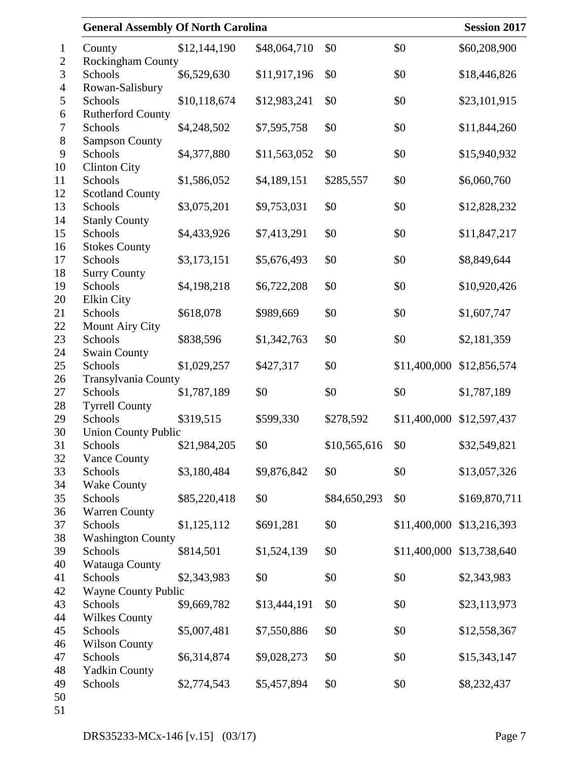| | | | | | |
|---|---|---|---|---|---|
| County | $12,144,190 | $48,064,710 | $0 | $0 | $60,208,900 |
| Rockingham County Schools | $6,529,630 | $11,917,196 | $0 | $0 | $18,446,826 |
| Rowan-Salisbury Schools | $10,118,674 | $12,983,241 | $0 | $0 | $23,101,915 |
| Rutherford County Schools | $4,248,502 | $7,595,758 | $0 | $0 | $11,844,260 |
| Sampson County Schools | $4,377,880 | $11,563,052 | $0 | $0 | $15,940,932 |
| Clinton City Schools | $1,586,052 | $4,189,151 | $285,557 | $0 | $6,060,760 |
| Scotland County Schools | $3,075,201 | $9,753,031 | $0 | $0 | $12,828,232 |
| Stanly County Schools | $4,433,926 | $7,413,291 | $0 | $0 | $11,847,217 |
| Stokes County Schools | $3,173,151 | $5,676,493 | $0 | $0 | $8,849,644 |
| Surry County Schools | $4,198,218 | $6,722,208 | $0 | $0 | $10,920,426 |
| Elkin City Schools | $618,078 | $989,669 | $0 | $0 | $1,607,747 |
| Mount Airy City Schools | $838,596 | $1,342,763 | $0 | $0 | $2,181,359 |
| Swain County Schools | $1,029,257 | $427,317 | $0 | $11,400,000 | $12,856,574 |
| Transylvania County Schools | $1,787,189 | $0 | $0 | $0 | $1,787,189 |
| Tyrrell County Schools | $319,515 | $599,330 | $278,592 | $11,400,000 | $12,597,437 |
| Union County Public Schools | $21,984,205 | $0 | $10,565,616 | $0 | $32,549,821 |
| Vance County Schools | $3,180,484 | $9,876,842 | $0 | $0 | $13,057,326 |
| Wake County Schools | $85,220,418 | $0 | $84,650,293 | $0 | $169,870,711 |
| Warren County Schools | $1,125,112 | $691,281 | $0 | $11,400,000 | $13,216,393 |
| Washington County Schools | $814,501 | $1,524,139 | $0 | $11,400,000 | $13,738,640 |
| Watauga County Schools | $2,343,983 | $0 | $0 | $0 | $2,343,983 |
| Wayne County Public Schools | $9,669,782 | $13,444,191 | $0 | $0 | $23,113,973 |
| Wilkes County Schools | $5,007,481 | $7,550,886 | $0 | $0 | $12,558,367 |
| Wilson County Schools | $6,314,874 | $9,028,273 | $0 | $0 | $15,343,147 |
| Yadkin County Schools | $2,774,543 | $5,457,894 | $0 | $0 | $8,232,437 |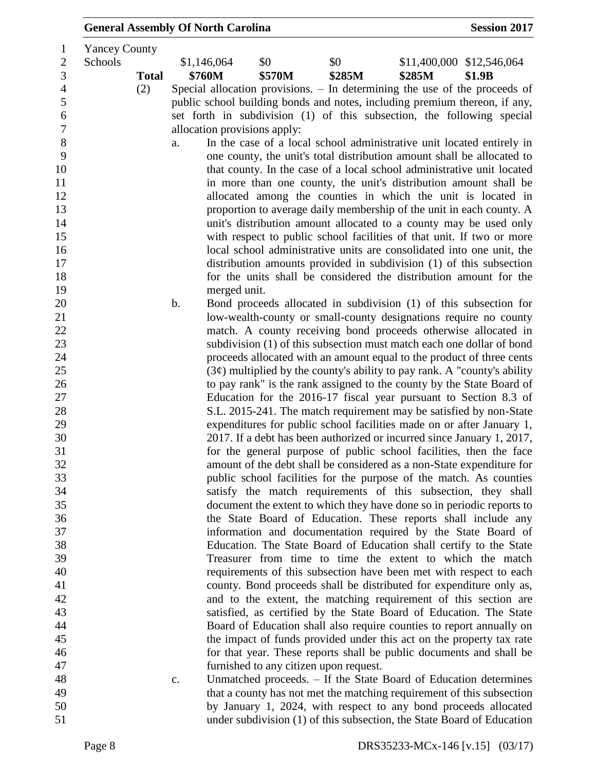| | | | | | |
|---|---|---|---|---|---|
| Yancey County Schools | $1,146,064 | $0 | $0 | $11,400,000 | $12,546,064 |
| **Total** | **$760M** | **$570M** | **$285M** | **$285M** | **$1.9B** |

(2) Special allocation provisions. – In determining the use of the proceeds of public school building bonds and notes, including premium thereon, if any, set forth in subdivision (1) of this subsection, the following special allocation provisions apply:

a. In the case of a local school administrative unit located entirely in one county, the unit's total distribution amount shall be allocated to that county. In the case of a local school administrative unit located in more than one county, the unit's distribution amount shall be allocated among the counties in which the unit is located in proportion to average daily membership of the unit in each county. A unit's distribution amount allocated to a county may be used only with respect to public school facilities of that unit. If two or more local school administrative units are consolidated into one unit, the distribution amounts provided in subdivision (1) of this subsection for the units shall be considered the distribution amount for the merged unit.

b. Bond proceeds allocated in subdivision (1) of this subsection for low-wealth-county or small-county designations require no county match. A county receiving bond proceeds otherwise allocated in subdivision (1) of this subsection must match each one dollar of bond proceeds allocated with an amount equal to the product of three cents (3¢) multiplied by the county's ability to pay rank. A "county's ability to pay rank" is the rank assigned to the county by the State Board of Education for the 2016-17 fiscal year pursuant to Section 8.3 of S.L. 2015-241. The match requirement may be satisfied by non-State expenditures for public school facilities made on or after January 1, 2017. If a debt has been authorized or incurred since January 1, 2017, for the general purpose of public school facilities, then the face amount of the debt shall be considered as a non-State expenditure for public school facilities for the purpose of the match. As counties satisfy the match requirements of this subsection, they shall document the extent to which they have done so in periodic reports to the State Board of Education. These reports shall include any information and documentation required by the State Board of Education. The State Board of Education shall certify to the State Treasurer from time to time the extent to which the match requirements of this subsection have been met with respect to each county. Bond proceeds shall be distributed for expenditure only as, and to the extent, the matching requirement of this section are satisfied, as certified by the State Board of Education. The State Board of Education shall also require counties to report annually on the impact of funds provided under this act on the property tax rate for that year. These reports shall be public documents and shall be furnished to any citizen upon request.

c. Unmatched proceeds. – If the State Board of Education determines that a county has not met the matching requirement of this subsection by January 1, 2024, with respect to any bond proceeds allocated under subdivision (1) of this subsection, the State Board of Education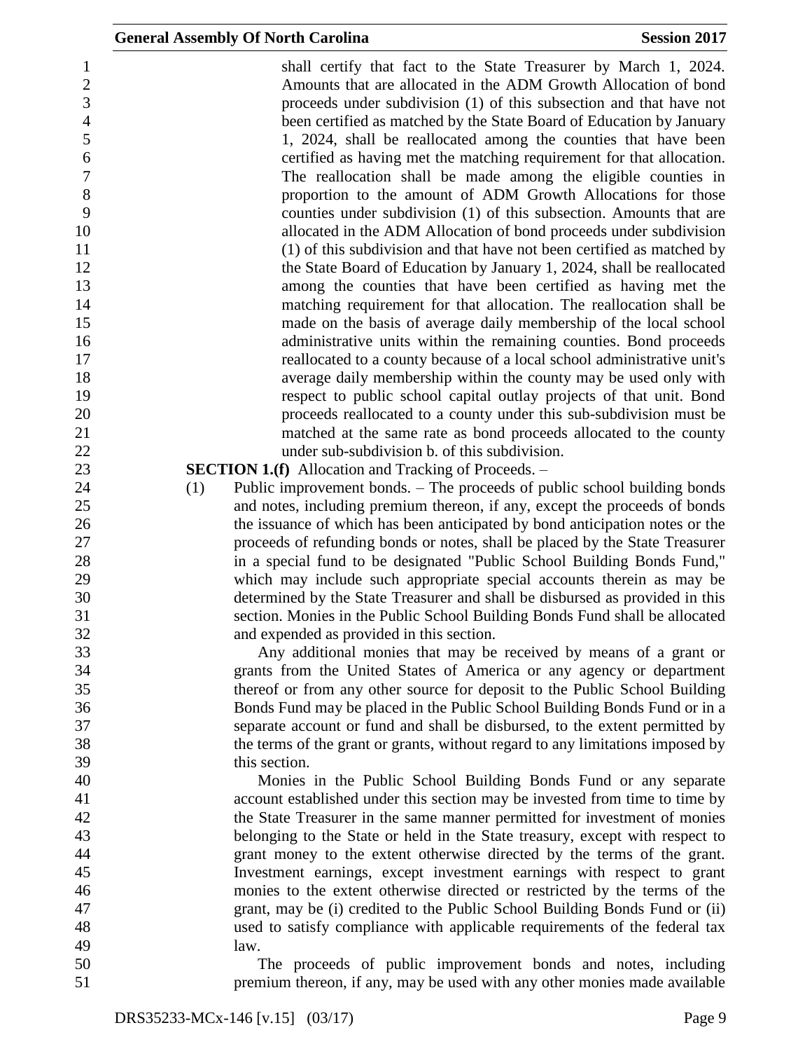shall certify that fact to the State Treasurer by March 1, 2024. Amounts that are allocated in the ADM Growth Allocation of bond proceeds under subdivision (1) of this subsection and that have not been certified as matched by the State Board of Education by January 1, 2024, shall be reallocated among the counties that have been certified as having met the matching requirement for that allocation. The reallocation shall be made among the eligible counties in proportion to the amount of ADM Growth Allocations for those counties under subdivision (1) of this subsection. Amounts that are allocated in the ADM Allocation of bond proceeds under subdivision (1) of this subdivision and that have not been certified as matched by the State Board of Education by January 1, 2024, shall be reallocated among the counties that have been certified as having met the matching requirement for that allocation. The reallocation shall be made on the basis of average daily membership of the local school administrative units within the remaining counties. Bond proceeds reallocated to a county because of a local school administrative unit's average daily membership within the county may be used only with respect to public school capital outlay projects of that unit. Bond proceeds reallocated to a county under this sub-subdivision must be matched at the same rate as bond proceeds allocated to the county under sub-subdivision b. of this subdivision.

**SECTION 1.(f)** Allocation and Tracking of Proceeds. –

(1) Public improvement bonds. – The proceeds of public school building bonds and notes, including premium thereon, if any, except the proceeds of bonds the issuance of which has been anticipated by bond anticipation notes or the proceeds of refunding bonds or notes, shall be placed by the State Treasurer in a special fund to be designated "Public School Building Bonds Fund," which may include such appropriate special accounts therein as may be determined by the State Treasurer and shall be disbursed as provided in this section. Monies in the Public School Building Bonds Fund shall be allocated and expended as provided in this section.

Any additional monies that may be received by means of a grant or grants from the United States of America or any agency or department thereof or from any other source for deposit to the Public School Building Bonds Fund may be placed in the Public School Building Bonds Fund or in a separate account or fund and shall be disbursed, to the extent permitted by the terms of the grant or grants, without regard to any limitations imposed by this section.

Monies in the Public School Building Bonds Fund or any separate account established under this section may be invested from time to time by the State Treasurer in the same manner permitted for investment of monies belonging to the State or held in the State treasury, except with respect to grant money to the extent otherwise directed by the terms of the grant. Investment earnings, except investment earnings with respect to grant monies to the extent otherwise directed or restricted by the terms of the grant, may be (i) credited to the Public School Building Bonds Fund or (ii) used to satisfy compliance with applicable requirements of the federal tax law.

The proceeds of public improvement bonds and notes, including premium thereon, if any, may be used with any other monies made available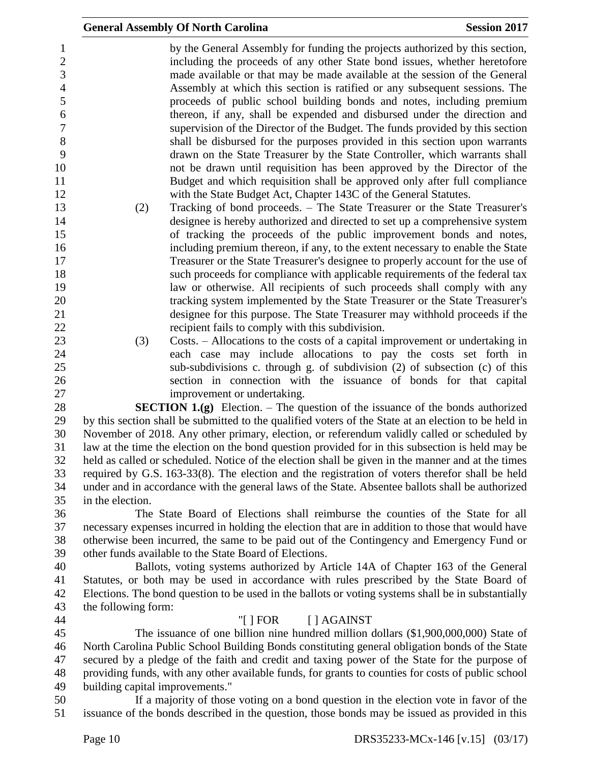by the General Assembly for funding the projects authorized by this section, including the proceeds of any other State bond issues, whether heretofore made available or that may be made available at the session of the General Assembly at which this section is ratified or any subsequent sessions. The proceeds of public school building bonds and notes, including premium thereon, if any, shall be expended and disbursed under the direction and supervision of the Director of the Budget. The funds provided by this section shall be disbursed for the purposes provided in this section upon warrants drawn on the State Treasurer by the State Controller, which warrants shall not be drawn until requisition has been approved by the Director of the Budget and which requisition shall be approved only after full compliance with the State Budget Act, Chapter 143C of the General Statutes.

(2) Tracking of bond proceeds. – The State Treasurer or the State Treasurer's designee is hereby authorized and directed to set up a comprehensive system of tracking the proceeds of the public improvement bonds and notes, including premium thereon, if any, to the extent necessary to enable the State Treasurer or the State Treasurer's designee to properly account for the use of such proceeds for compliance with applicable requirements of the federal tax law or otherwise. All recipients of such proceeds shall comply with any tracking system implemented by the State Treasurer or the State Treasurer's designee for this purpose. The State Treasurer may withhold proceeds if the recipient fails to comply with this subdivision.

(3) Costs. – Allocations to the costs of a capital improvement or undertaking in each case may include allocations to pay the costs set forth in sub-subdivisions c. through g. of subdivision (2) of subsection (c) of this section in connection with the issuance of bonds for that capital improvement or undertaking.

**SECTION 1.(g)** Election. – The question of the issuance of the bonds authorized by this section shall be submitted to the qualified voters of the State at an election to be held in November of 2018. Any other primary, election, or referendum validly called or scheduled by law at the time the election on the bond question provided for in this subsection is held may be held as called or scheduled. Notice of the election shall be given in the manner and at the times required by G.S. 163-33(8). The election and the registration of voters therefor shall be held under and in accordance with the general laws of the State. Absentee ballots shall be authorized in the election.

The State Board of Elections shall reimburse the counties of the State for all necessary expenses incurred in holding the election that are in addition to those that would have otherwise been incurred, the same to be paid out of the Contingency and Emergency Fund or other funds available to the State Board of Elections.

Ballots, voting systems authorized by Article 14A of Chapter 163 of the General Statutes, or both may be used in accordance with rules prescribed by the State Board of Elections. The bond question to be used in the ballots or voting systems shall be in substantially the following form:

"[ ] FOR [ ] AGAINST

The issuance of one billion nine hundred million dollars ($1,900,000,000) State of North Carolina Public School Building Bonds constituting general obligation bonds of the State secured by a pledge of the faith and credit and taxing power of the State for the purpose of providing funds, with any other available funds, for grants to counties for costs of public school building capital improvements."

If a majority of those voting on a bond question in the election vote in favor of the issuance of the bonds described in the question, those bonds may be issued as provided in this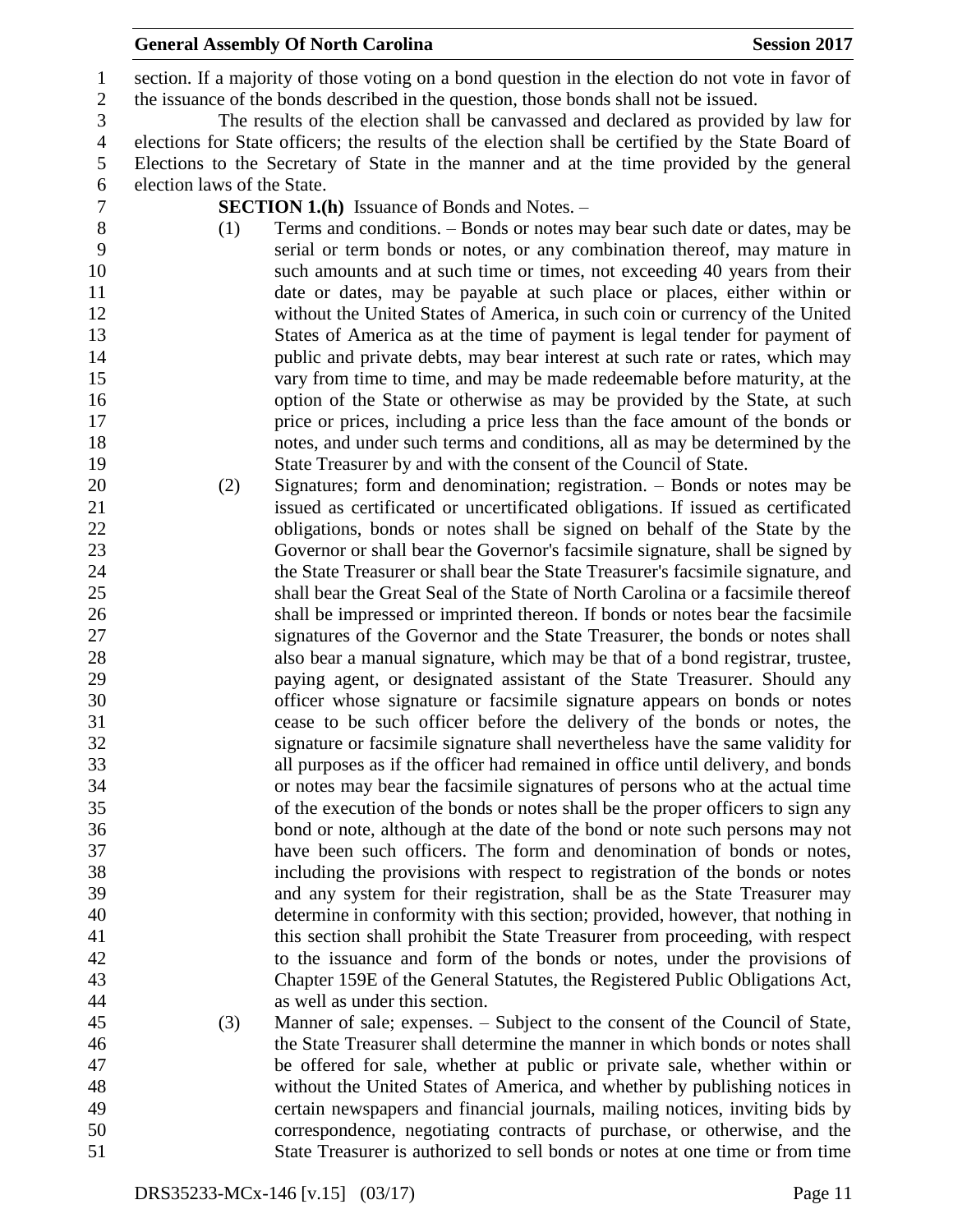section. If a majority of those voting on a bond question in the election do not vote in favor of the issuance of the bonds described in the question, those bonds shall not be issued.

The results of the election shall be canvassed and declared as provided by law for elections for State officers; the results of the election shall be certified by the State Board of Elections to the Secretary of State in the manner and at the time provided by the general election laws of the State.

**SECTION 1.(h)** Issuance of Bonds and Notes. –

(1) Terms and conditions. – Bonds or notes may bear such date or dates, may be serial or term bonds or notes, or any combination thereof, may mature in such amounts and at such time or times, not exceeding 40 years from their date or dates, may be payable at such place or places, either within or without the United States of America, in such coin or currency of the United States of America as at the time of payment is legal tender for payment of public and private debts, may bear interest at such rate or rates, which may vary from time to time, and may be made redeemable before maturity, at the option of the State or otherwise as may be provided by the State, at such price or prices, including a price less than the face amount of the bonds or notes, and under such terms and conditions, all as may be determined by the State Treasurer by and with the consent of the Council of State.

(2) Signatures; form and denomination; registration. – Bonds or notes may be issued as certificated or uncertificated obligations. If issued as certificated obligations, bonds or notes shall be signed on behalf of the State by the Governor or shall bear the Governor's facsimile signature, shall be signed by the State Treasurer or shall bear the State Treasurer's facsimile signature, and shall bear the Great Seal of the State of North Carolina or a facsimile thereof shall be impressed or imprinted thereon. If bonds or notes bear the facsimile signatures of the Governor and the State Treasurer, the bonds or notes shall also bear a manual signature, which may be that of a bond registrar, trustee, paying agent, or designated assistant of the State Treasurer. Should any officer whose signature or facsimile signature appears on bonds or notes cease to be such officer before the delivery of the bonds or notes, the signature or facsimile signature shall nevertheless have the same validity for all purposes as if the officer had remained in office until delivery, and bonds or notes may bear the facsimile signatures of persons who at the actual time of the execution of the bonds or notes shall be the proper officers to sign any bond or note, although at the date of the bond or note such persons may not have been such officers. The form and denomination of bonds or notes, including the provisions with respect to registration of the bonds or notes and any system for their registration, shall be as the State Treasurer may determine in conformity with this section; provided, however, that nothing in this section shall prohibit the State Treasurer from proceeding, with respect to the issuance and form of the bonds or notes, under the provisions of Chapter 159E of the General Statutes, the Registered Public Obligations Act, as well as under this section.

(3) Manner of sale; expenses. – Subject to the consent of the Council of State, the State Treasurer shall determine the manner in which bonds or notes shall be offered for sale, whether at public or private sale, whether within or without the United States of America, and whether by publishing notices in certain newspapers and financial journals, mailing notices, inviting bids by correspondence, negotiating contracts of purchase, or otherwise, and the State Treasurer is authorized to sell bonds or notes at one time or from time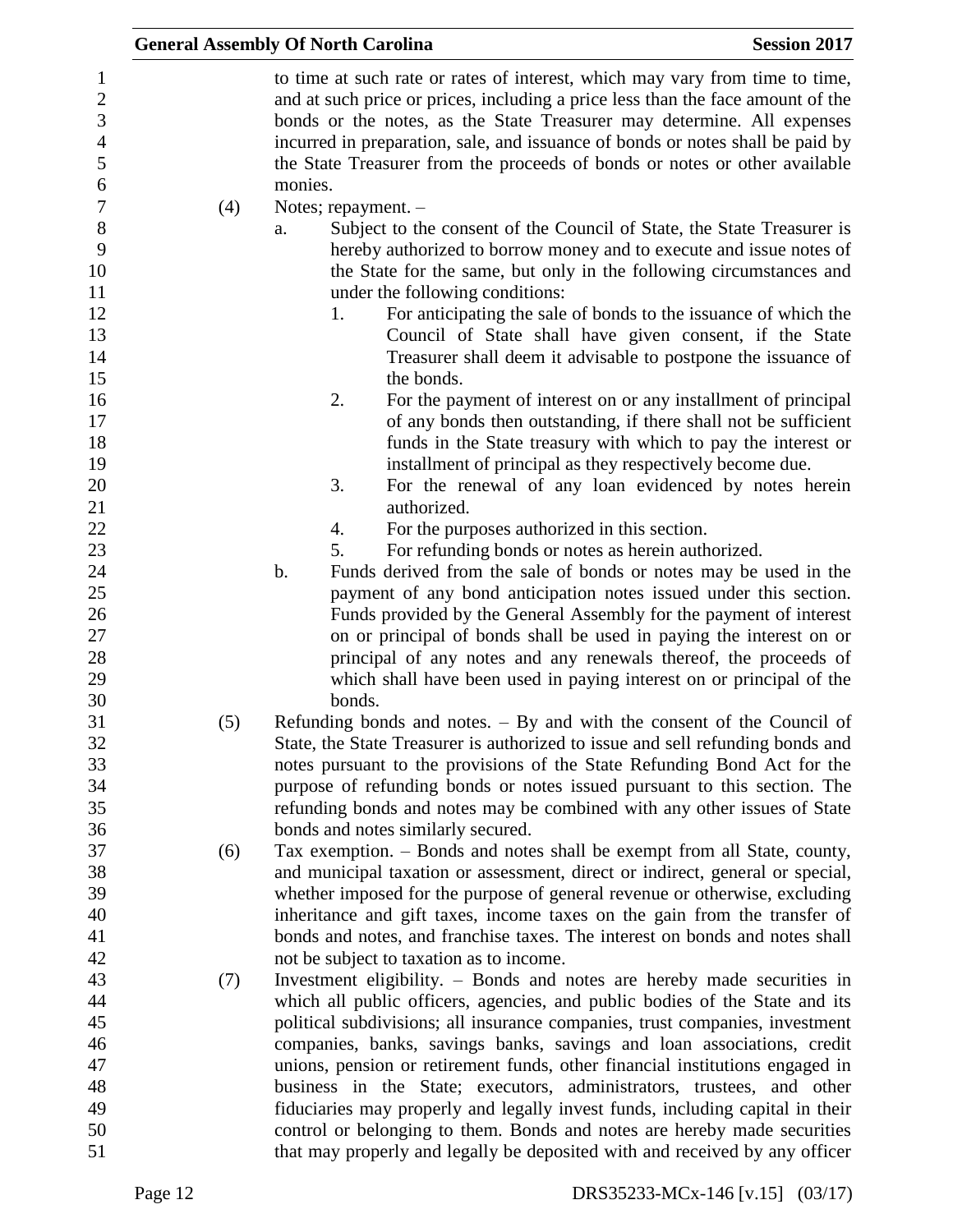to time at such rate or rates of interest, which may vary from time to time, and at such price or prices, including a price less than the face amount of the bonds or the notes, as the State Treasurer may determine. All expenses incurred in preparation, sale, and issuance of bonds or notes shall be paid by the State Treasurer from the proceeds of bonds or notes or other available monies.

(4) Notes; repayment. –

a. Subject to the consent of the Council of State, the State Treasurer is hereby authorized to borrow money and to execute and issue notes of the State for the same, but only in the following circumstances and under the following conditions:

1. For anticipating the sale of bonds to the issuance of which the Council of State shall have given consent, if the State Treasurer shall deem it advisable to postpone the issuance of the bonds.
2. For the payment of interest on or any installment of principal of any bonds then outstanding, if there shall not be sufficient funds in the State treasury with which to pay the interest or installment of principal as they respectively become due.
3. For the renewal of any loan evidenced by notes herein authorized.
4. For the purposes authorized in this section.
5. For refunding bonds or notes as herein authorized.

b. Funds derived from the sale of bonds or notes may be used in the payment of any bond anticipation notes issued under this section. Funds provided by the General Assembly for the payment of interest on or principal of bonds shall be used in paying the interest on or principal of any notes and any renewals thereof, the proceeds of which shall have been used in paying interest on or principal of the bonds.

(5) Refunding bonds and notes. – By and with the consent of the Council of State, the State Treasurer is authorized to issue and sell refunding bonds and notes pursuant to the provisions of the State Refunding Bond Act for the purpose of refunding bonds or notes issued pursuant to this section. The refunding bonds and notes may be combined with any other issues of State bonds and notes similarly secured.

(6) Tax exemption. – Bonds and notes shall be exempt from all State, county, and municipal taxation or assessment, direct or indirect, general or special, whether imposed for the purpose of general revenue or otherwise, excluding inheritance and gift taxes, income taxes on the gain from the transfer of bonds and notes, and franchise taxes. The interest on bonds and notes shall not be subject to taxation as to income.

(7) Investment eligibility. – Bonds and notes are hereby made securities in which all public officers, agencies, and public bodies of the State and its political subdivisions; all insurance companies, trust companies, investment companies, banks, savings banks, savings and loan associations, credit unions, pension or retirement funds, other financial institutions engaged in business in the State; executors, administrators, trustees, and other fiduciaries may properly and legally invest funds, including capital in their control or belonging to them. Bonds and notes are hereby made securities that may properly and legally be deposited with and received by any officer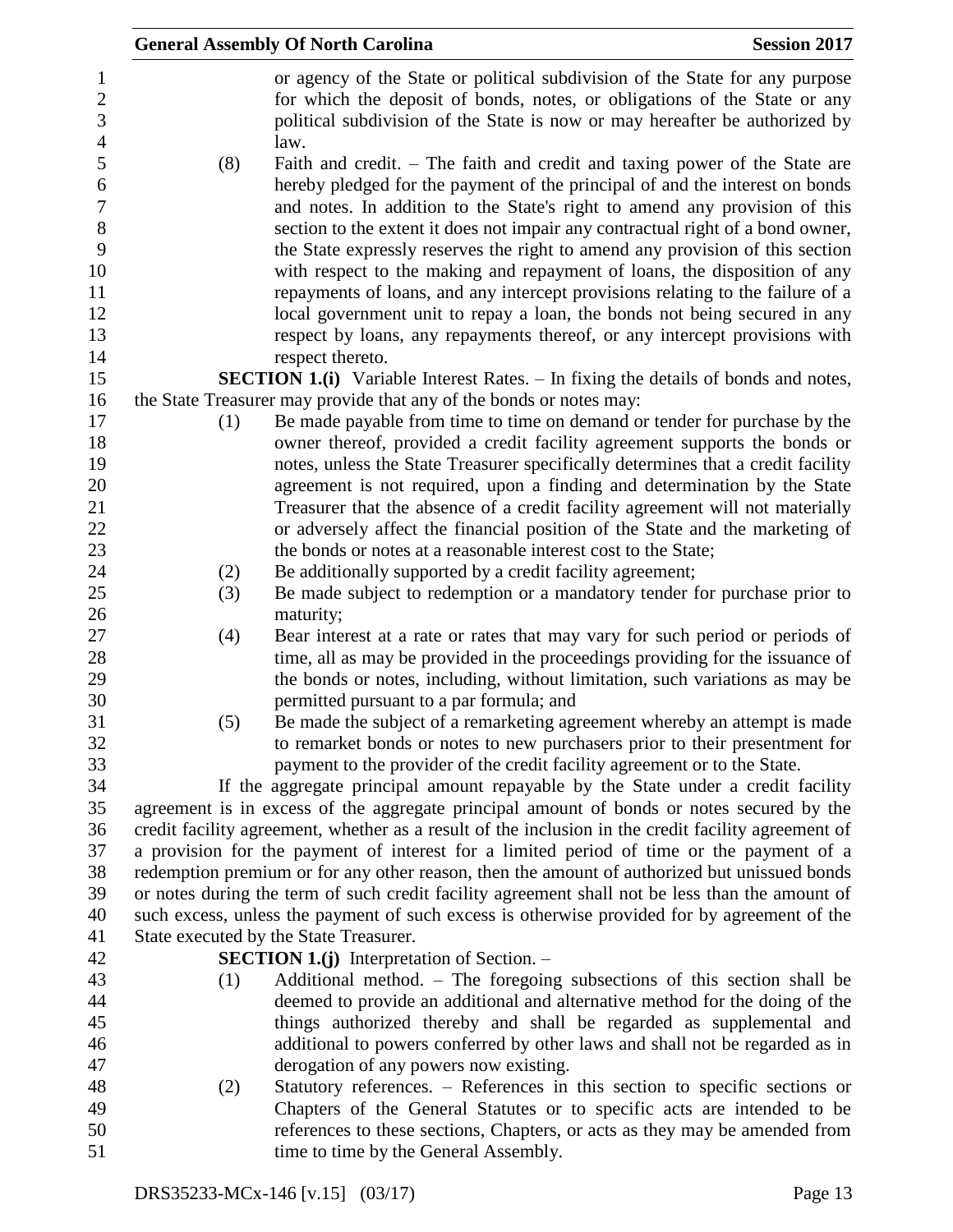or agency of the State or political subdivision of the State for any purpose for which the deposit of bonds, notes, or obligations of the State or any political subdivision of the State is now or may hereafter be authorized by law.

(8) Faith and credit. – The faith and credit and taxing power of the State are hereby pledged for the payment of the principal of and the interest on bonds and notes. In addition to the State's right to amend any provision of this section to the extent it does not impair any contractual right of a bond owner, the State expressly reserves the right to amend any provision of this section with respect to the making and repayment of loans, the disposition of any repayments of loans, and any intercept provisions relating to the failure of a local government unit to repay a loan, the bonds not being secured in any respect by loans, any repayments thereof, or any intercept provisions with respect thereto.

**SECTION 1.(i)** Variable Interest Rates. – In fixing the details of bonds and notes, the State Treasurer may provide that any of the bonds or notes may:

(1) Be made payable from time to time on demand or tender for purchase by the owner thereof, provided a credit facility agreement supports the bonds or notes, unless the State Treasurer specifically determines that a credit facility agreement is not required, upon a finding and determination by the State Treasurer that the absence of a credit facility agreement will not materially or adversely affect the financial position of the State and the marketing of the bonds or notes at a reasonable interest cost to the State;

(2) Be additionally supported by a credit facility agreement;

(3) Be made subject to redemption or a mandatory tender for purchase prior to maturity;

(4) Bear interest at a rate or rates that may vary for such period or periods of time, all as may be provided in the proceedings providing for the issuance of the bonds or notes, including, without limitation, such variations as may be permitted pursuant to a par formula; and

(5) Be made the subject of a remarketing agreement whereby an attempt is made to remarket bonds or notes to new purchasers prior to their presentment for payment to the provider of the credit facility agreement or to the State.

If the aggregate principal amount repayable by the State under a credit facility agreement is in excess of the aggregate principal amount of bonds or notes secured by the credit facility agreement, whether as a result of the inclusion in the credit facility agreement of a provision for the payment of interest for a limited period of time or the payment of a redemption premium or for any other reason, then the amount of authorized but unissued bonds or notes during the term of such credit facility agreement shall not be less than the amount of such excess, unless the payment of such excess is otherwise provided for by agreement of the State executed by the State Treasurer.

**SECTION 1.(j)** Interpretation of Section. –

(1) Additional method. – The foregoing subsections of this section shall be deemed to provide an additional and alternative method for the doing of the things authorized thereby and shall be regarded as supplemental and additional to powers conferred by other laws and shall not be regarded as in derogation of any powers now existing.

(2) Statutory references. – References in this section to specific sections or Chapters of the General Statutes or to specific acts are intended to be references to these sections, Chapters, or acts as they may be amended from time to time by the General Assembly.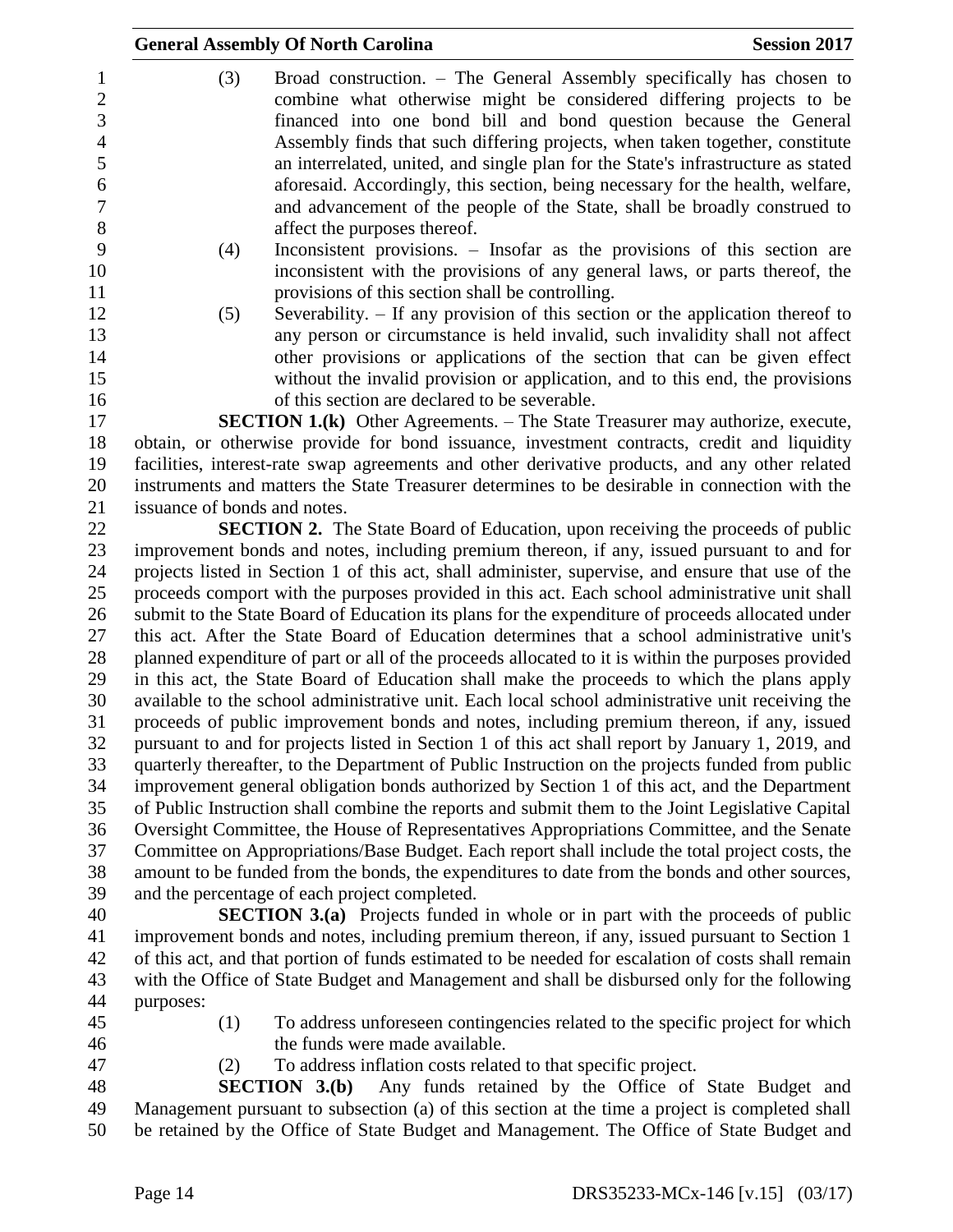(3) Broad construction. – The General Assembly specifically has chosen to combine what otherwise might be considered differing projects to be financed into one bond bill and bond question because the General Assembly finds that such differing projects, when taken together, constitute an interrelated, united, and single plan for the State's infrastructure as stated aforesaid. Accordingly, this section, being necessary for the health, welfare, and advancement of the people of the State, shall be broadly construed to affect the purposes thereof.

(4) Inconsistent provisions. – Insofar as the provisions of this section are inconsistent with the provisions of any general laws, or parts thereof, the provisions of this section shall be controlling.

(5) Severability. – If any provision of this section or the application thereof to any person or circumstance is held invalid, such invalidity shall not affect other provisions or applications of the section that can be given effect without the invalid provision or application, and to this end, the provisions of this section are declared to be severable.

**SECTION 1.(k)** Other Agreements. – The State Treasurer may authorize, execute, obtain, or otherwise provide for bond issuance, investment contracts, credit and liquidity facilities, interest-rate swap agreements and other derivative products, and any other related instruments and matters the State Treasurer determines to be desirable in connection with the issuance of bonds and notes.

**SECTION 2.** The State Board of Education, upon receiving the proceeds of public improvement bonds and notes, including premium thereon, if any, issued pursuant to and for projects listed in Section 1 of this act, shall administer, supervise, and ensure that use of the proceeds comport with the purposes provided in this act. Each school administrative unit shall submit to the State Board of Education its plans for the expenditure of proceeds allocated under this act. After the State Board of Education determines that a school administrative unit's planned expenditure of part or all of the proceeds allocated to it is within the purposes provided in this act, the State Board of Education shall make the proceeds to which the plans apply available to the school administrative unit. Each local school administrative unit receiving the proceeds of public improvement bonds and notes, including premium thereon, if any, issued pursuant to and for projects listed in Section 1 of this act shall report by January 1, 2019, and quarterly thereafter, to the Department of Public Instruction on the projects funded from public improvement general obligation bonds authorized by Section 1 of this act, and the Department of Public Instruction shall combine the reports and submit them to the Joint Legislative Capital Oversight Committee, the House of Representatives Appropriations Committee, and the Senate Committee on Appropriations/Base Budget. Each report shall include the total project costs, the amount to be funded from the bonds, the expenditures to date from the bonds and other sources, and the percentage of each project completed.

**SECTION 3.(a)** Projects funded in whole or in part with the proceeds of public improvement bonds and notes, including premium thereon, if any, issued pursuant to Section 1 of this act, and that portion of funds estimated to be needed for escalation of costs shall remain with the Office of State Budget and Management and shall be disbursed only for the following purposes:

(1) To address unforeseen contingencies related to the specific project for which the funds were made available.

(2) To address inflation costs related to that specific project.

**SECTION 3.(b)** Any funds retained by the Office of State Budget and Management pursuant to subsection (a) of this section at the time a project is completed shall be retained by the Office of State Budget and Management. The Office of State Budget and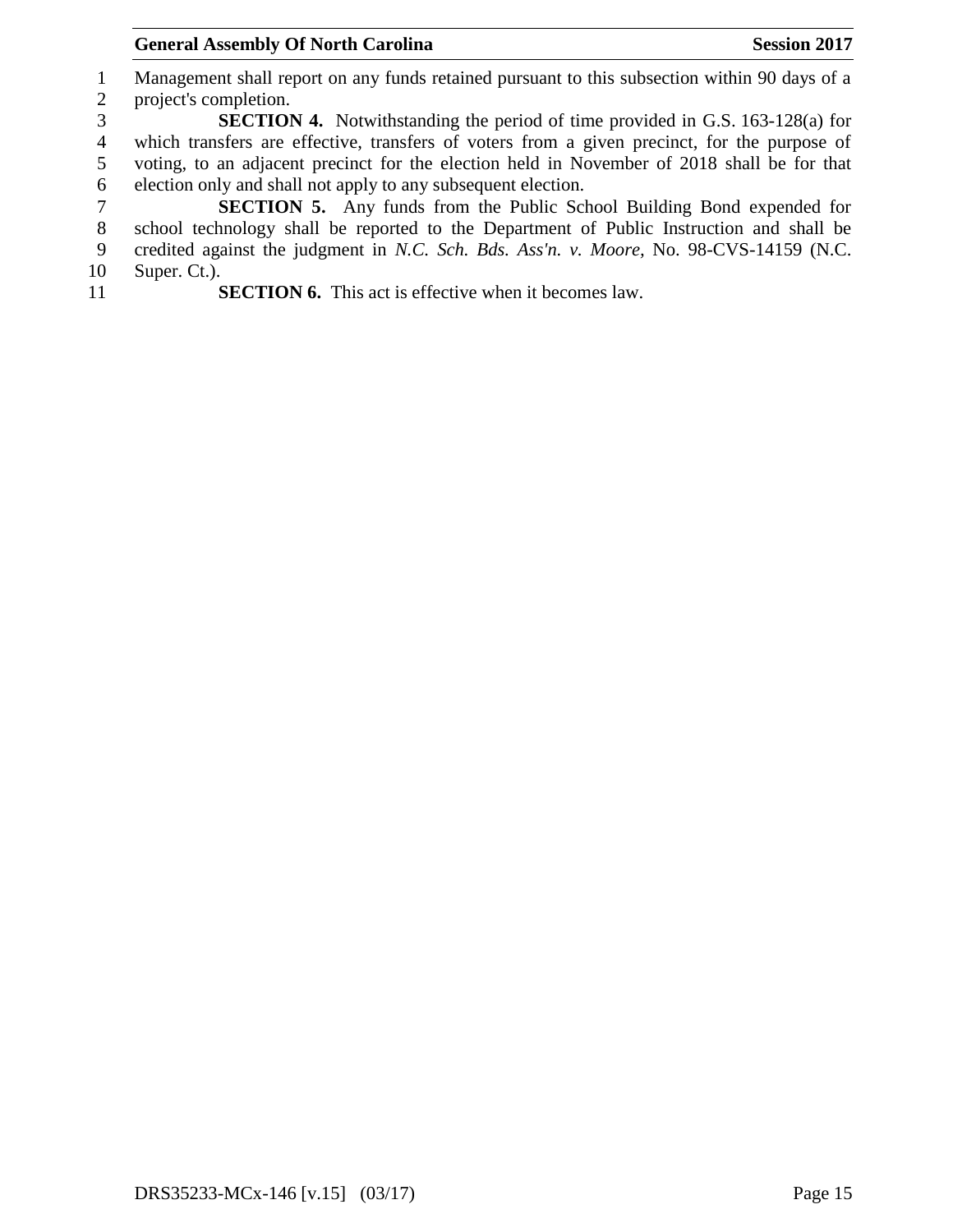Management shall report on any funds retained pursuant to this subsection within 90 days of a project's completion.

**SECTION 4.** Notwithstanding the period of time provided in G.S. 163-128(a) for which transfers are effective, transfers of voters from a given precinct, for the purpose of voting, to an adjacent precinct for the election held in November of 2018 shall be for that election only and shall not apply to any subsequent election.

**SECTION 5.** Any funds from the Public School Building Bond expended for school technology shall be reported to the Department of Public Instruction and shall be credited against the judgment in *N.C. Sch. Bds. Ass'n. v. Moore,* No. 98-CVS-14159 (N.C. Super. Ct.).

**SECTION 6.** This act is effective when it becomes law.